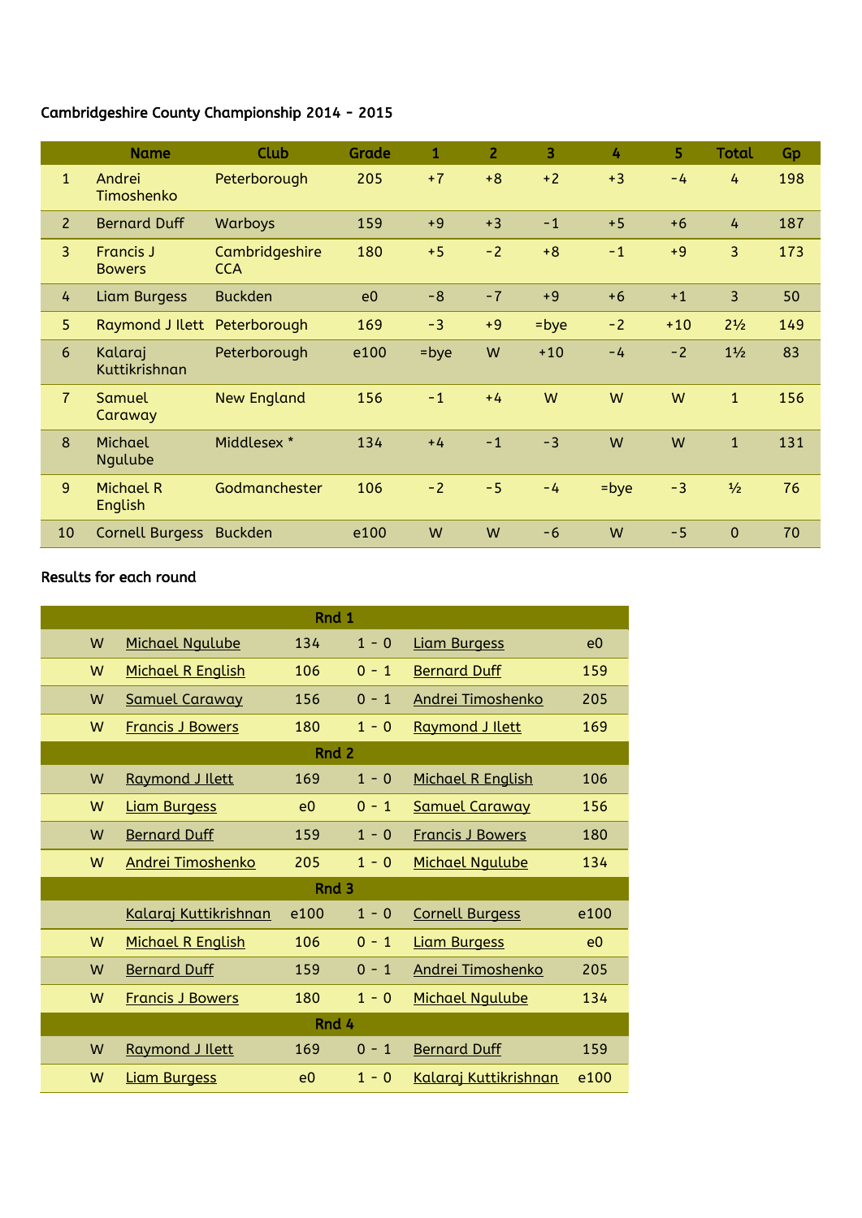Cambridgeshire County Championship 2014 - 2015

| | Name | Club | Grade | 1 | 2 | 3 | 4 | 5 | Total | Gp |
|---|---|---|---|---|---|---|---|---|---|---|
| 1 | Andrei Timoshenko | Peterborough | 205 | +7 | +8 | +2 | +3 | -4 | 4 | 198 |
| 2 | Bernard Duff | Warboys | 159 | +9 | +3 | -1 | +5 | +6 | 4 | 187 |
| 3 | Francis J Bowers | Cambridgeshire CCA | 180 | +5 | -2 | +8 | -1 | +9 | 3 | 173 |
| 4 | Liam Burgess | Buckden | e0 | -8 | -7 | +9 | +6 | +1 | 3 | 50 |
| 5 | Raymond J Ilett | Peterborough | 169 | -3 | +9 | =bye | -2 | +10 | 2½ | 149 |
| 6 | Kalaraj Kuttikrishnan | Peterborough | e100 | =bye | W | +10 | -4 | -2 | 1½ | 83 |
| 7 | Samuel Caraway | New England | 156 | -1 | +4 | W | W | W | 1 | 156 |
| 8 | Michael Ngulube | Middlesex * | 134 | +4 | -1 | -3 | W | W | 1 | 131 |
| 9 | Michael R English | Godmanchester | 106 | -2 | -5 | -4 | =bye | -3 | ½ | 76 |
| 10 | Cornell Burgess | Buckden | e100 | W | W | -6 | W | -5 | 0 | 70 |

Results for each round

| | | | | | |
|---|---|---|---|---|---|
| **Rnd 1** | | | | | |
| W | Michael Ngulube | 134 | 1 - 0 | Liam Burgess | e0 |
| W | Michael R English | 106 | 0 - 1 | Bernard Duff | 159 |
| W | Samuel Caraway | 156 | 0 - 1 | Andrei Timoshenko | 205 |
| W | Francis J Bowers | 180 | 1 - 0 | Raymond J Ilett | 169 |
| **Rnd 2** | | | | | |
| W | Raymond J Ilett | 169 | 1 - 0 | Michael R English | 106 |
| W | Liam Burgess | e0 | 0 - 1 | Samuel Caraway | 156 |
| W | Bernard Duff | 159 | 1 - 0 | Francis J Bowers | 180 |
| W | Andrei Timoshenko | 205 | 1 - 0 | Michael Ngulube | 134 |
| **Rnd 3** | | | | | |
| | Kalaraj Kuttikrishnan | e100 | 1 - 0 | Cornell Burgess | e100 |
| W | Michael R English | 106 | 0 - 1 | Liam Burgess | e0 |
| W | Bernard Duff | 159 | 0 - 1 | Andrei Timoshenko | 205 |
| W | Francis J Bowers | 180 | 1 - 0 | Michael Ngulube | 134 |
| **Rnd 4** | | | | | |
| W | Raymond J Ilett | 169 | 0 - 1 | Bernard Duff | 159 |
| W | Liam Burgess | e0 | 1 - 0 | Kalaraj Kuttikrishnan | e100 |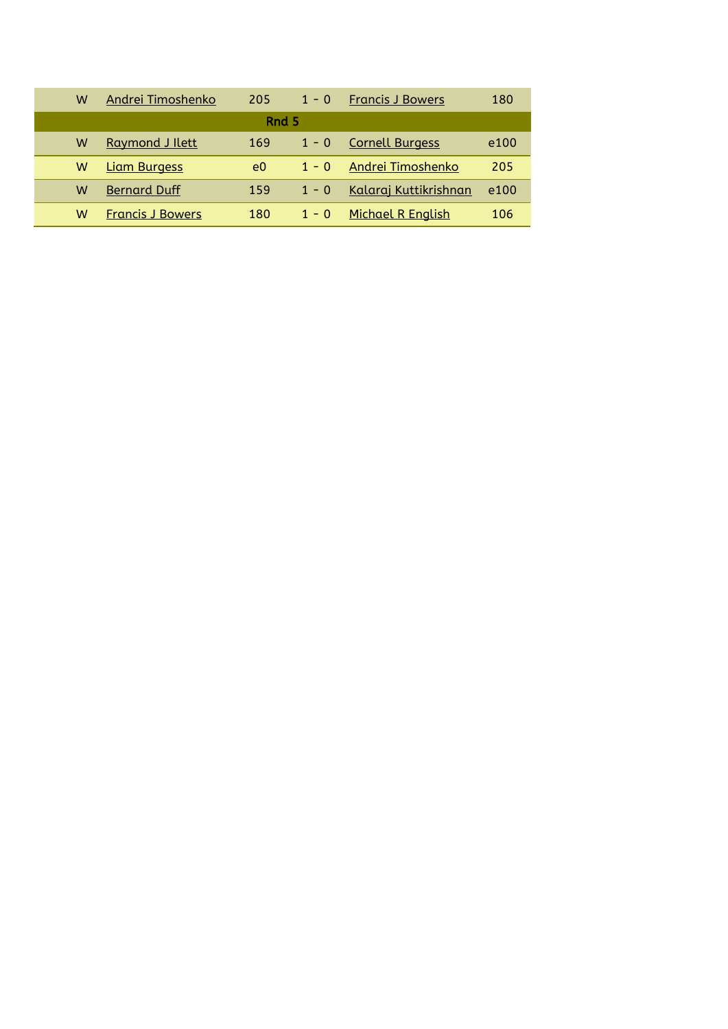| | | | | | |
|---|---|---|---|---|---|
| W | Andrei Timoshenko | 205 | 1 - 0 | Francis J Bowers | 180 |
| Rnd 5 | | | | | |
| W | Raymond J Ilett | 169 | 1 - 0 | Cornell Burgess | e100 |
| W | Liam Burgess | e0 | 1 - 0 | Andrei Timoshenko | 205 |
| W | Bernard Duff | 159 | 1 - 0 | Kalaraj Kuttikrishnan | e100 |
| W | Francis J Bowers | 180 | 1 - 0 | Michael R English | 106 |